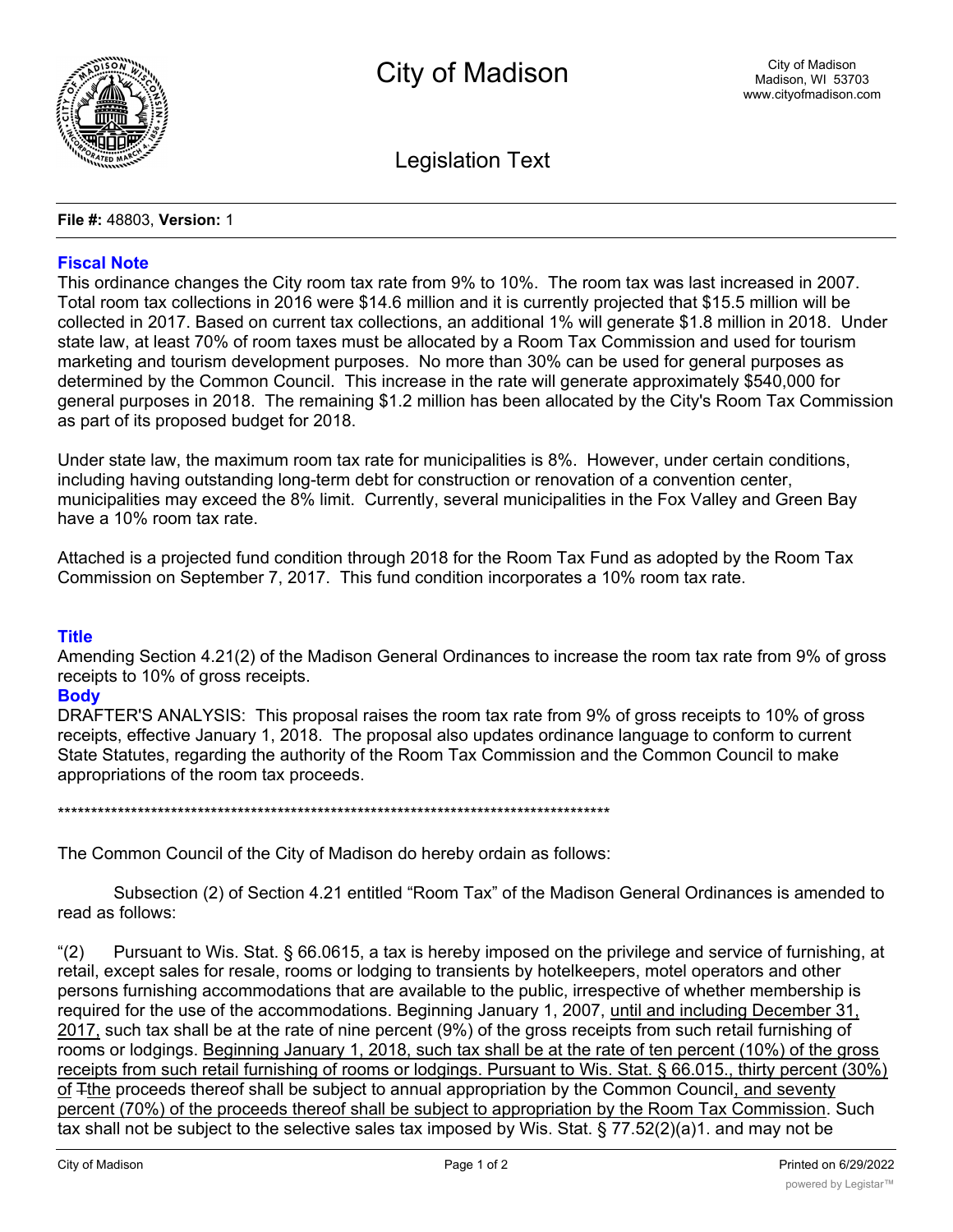# City of Madison

City of Madison
Madison, WI 53703
www.cityofmadison.com

## Legislation Text

**File #:** 48803, **Version:** 1

### Fiscal Note

This ordinance changes the City room tax rate from 9% to 10%. The room tax was last increased in 2007. Total room tax collections in 2016 were $14.6 million and it is currently projected that $15.5 million will be collected in 2017. Based on current tax collections, an additional 1% will generate $1.8 million in 2018. Under state law, at least 70% of room taxes must be allocated by a Room Tax Commission and used for tourism marketing and tourism development purposes. No more than 30% can be used for general purposes as determined by the Common Council. This increase in the rate will generate approximately $540,000 for general purposes in 2018. The remaining $1.2 million has been allocated by the City's Room Tax Commission as part of its proposed budget for 2018.

Under state law, the maximum room tax rate for municipalities is 8%. However, under certain conditions, including having outstanding long-term debt for construction or renovation of a convention center, municipalities may exceed the 8% limit. Currently, several municipalities in the Fox Valley and Green Bay have a 10% room tax rate.

Attached is a projected fund condition through 2018 for the Room Tax Fund as adopted by the Room Tax Commission on September 7, 2017. This fund condition incorporates a 10% room tax rate.

### Title

Amending Section 4.21(2) of the Madison General Ordinances to increase the room tax rate from 9% of gross receipts to 10% of gross receipts.

### Body

DRAFTER'S ANALYSIS: This proposal raises the room tax rate from 9% of gross receipts to 10% of gross receipts, effective January 1, 2018. The proposal also updates ordinance language to conform to current State Statutes, regarding the authority of the Room Tax Commission and the Common Council to make appropriations of the room tax proceeds.

*********************************************************************************************

The Common Council of the City of Madison do hereby ordain as follows:

Subsection (2) of Section 4.21 entitled "Room Tax" of the Madison General Ordinances is amended to read as follows:

"(2) Pursuant to Wis. Stat. § 66.0615, a tax is hereby imposed on the privilege and service of furnishing, at retail, except sales for resale, rooms or lodging to transients by hotelkeepers, motel operators and other persons furnishing accommodations that are available to the public, irrespective of whether membership is required for the use of the accommodations. Beginning January 1, 2007, <u>until and including December 31, 2017,</u> such tax shall be at the rate of nine percent (9%) of the gross receipts from such retail furnishing of rooms or lodgings. <u>Beginning January 1, 2018, such tax shall be at the rate of ten percent (10%) of the gross receipts from such retail furnishing of rooms or lodgings. Pursuant to Wis. Stat. § 66.015., thirty percent (30%) of</u> ~~T~~<u>the</u> proceeds thereof shall be subject to annual appropriation by the Common Council<u>, and seventy percent (70%) of the proceeds thereof shall be subject to appropriation by the Room Tax Commission</u>. Such tax shall not be subject to the selective sales tax imposed by Wis. Stat. § 77.52(2)(a)1. and may not be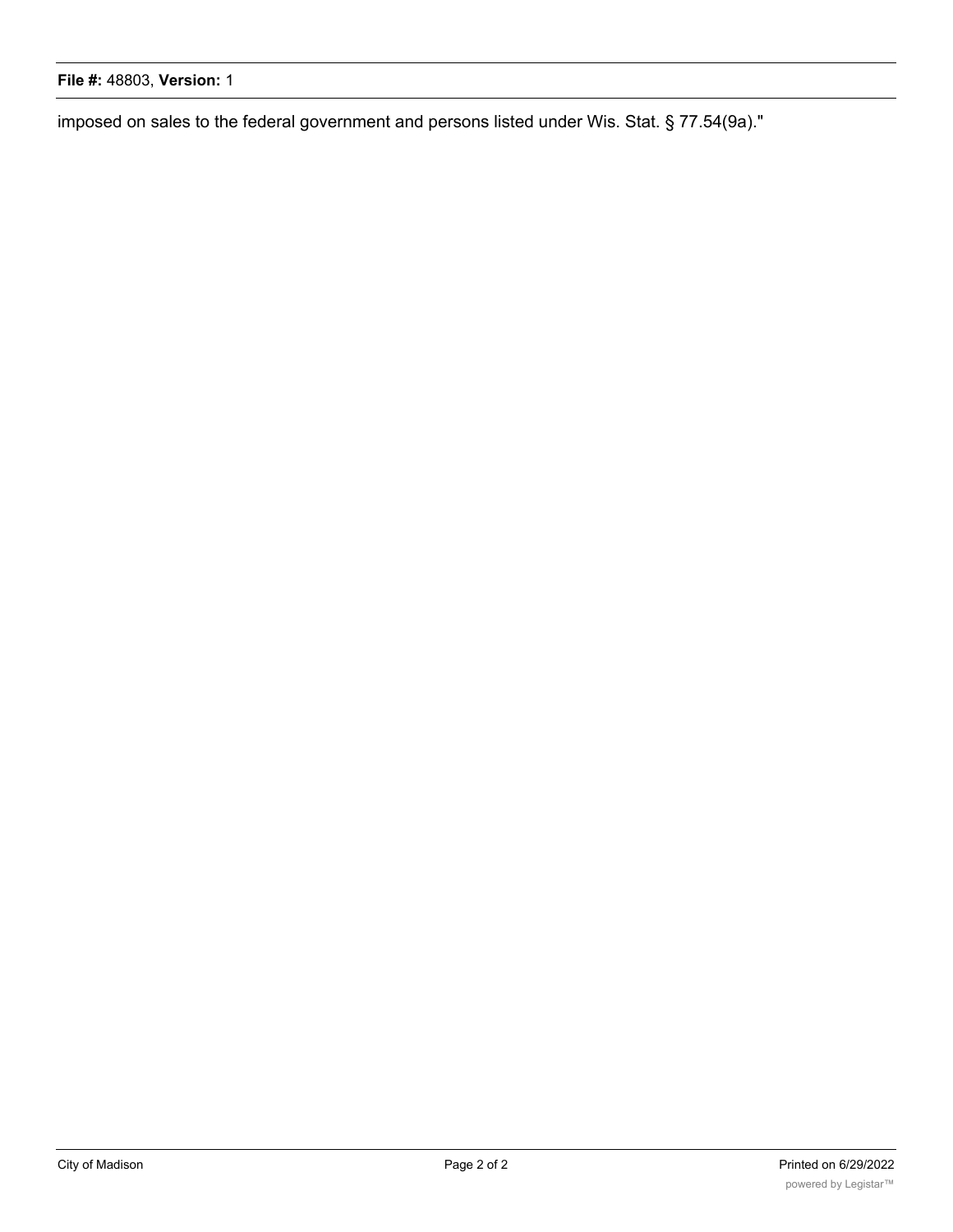imposed on sales to the federal government and persons listed under Wis. Stat. § 77.54(9a)."